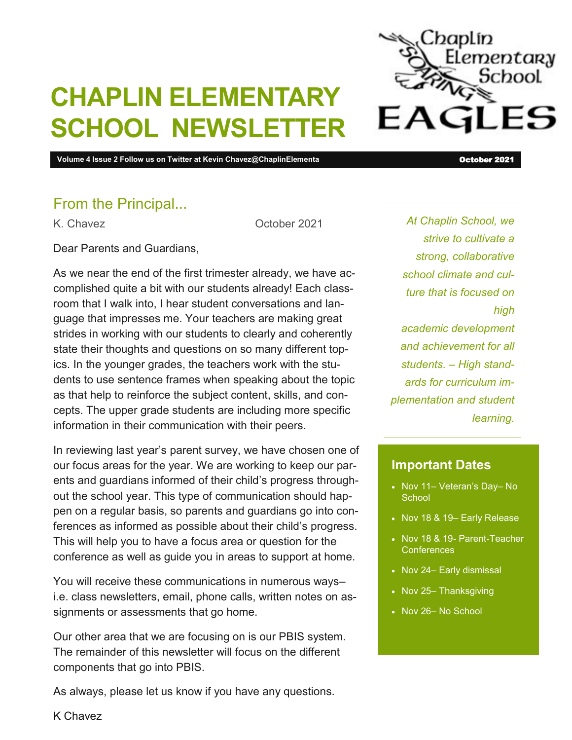# CHAPLIN ELEMENTARY SCHOOL NEWSLETTER

**Volume 4 Issue 2 Follow us on Twitter at Kevin Chavez@ChaplinElementa** **October 2021**

## From the Principal...

K. Chavez October 2021

Dear Parents and Guardians,

As we near the end of the first trimester already, we have accomplished quite a bit with our students already! Each classroom that I walk into, I hear student conversations and language that impresses me. Your teachers are making great strides in working with our students to clearly and coherently state their thoughts and questions on so many different topics. In the younger grades, the teachers work with the students to use sentence frames when speaking about the topic as that help to reinforce the subject content, skills, and concepts. The upper grade students are including more specific information in their communication with their peers.

In reviewing last year's parent survey, we have chosen one of our focus areas for the year. We are working to keep our parents and guardians informed of their child's progress throughout the school year. This type of communication should happen on a regular basis, so parents and guardians go into conferences as informed as possible about their child's progress. This will help you to have a focus area or question for the conference as well as guide you in areas to support at home.

You will receive these communications in numerous ways– i.e. class newsletters, email, phone calls, written notes on assignments or assessments that go home.

Our other area that we are focusing on is our PBIS system. The remainder of this newsletter will focus on the different components that go into PBIS.

As always, please let us know if you have any questions.

K Chavez

*At Chaplin School, we strive to cultivate a strong, collaborative school climate and culture that is focused on high academic development and achievement for all students. – High standards for curriculum implementation and student learning.*

### Important Dates

- Nov 11– Veteran's Day– No School
- Nov 18 & 19– Early Release
- Nov 18 & 19- Parent-Teacher Conferences
- Nov 24– Early dismissal
- Nov 25– Thanksgiving
- Nov 26– No School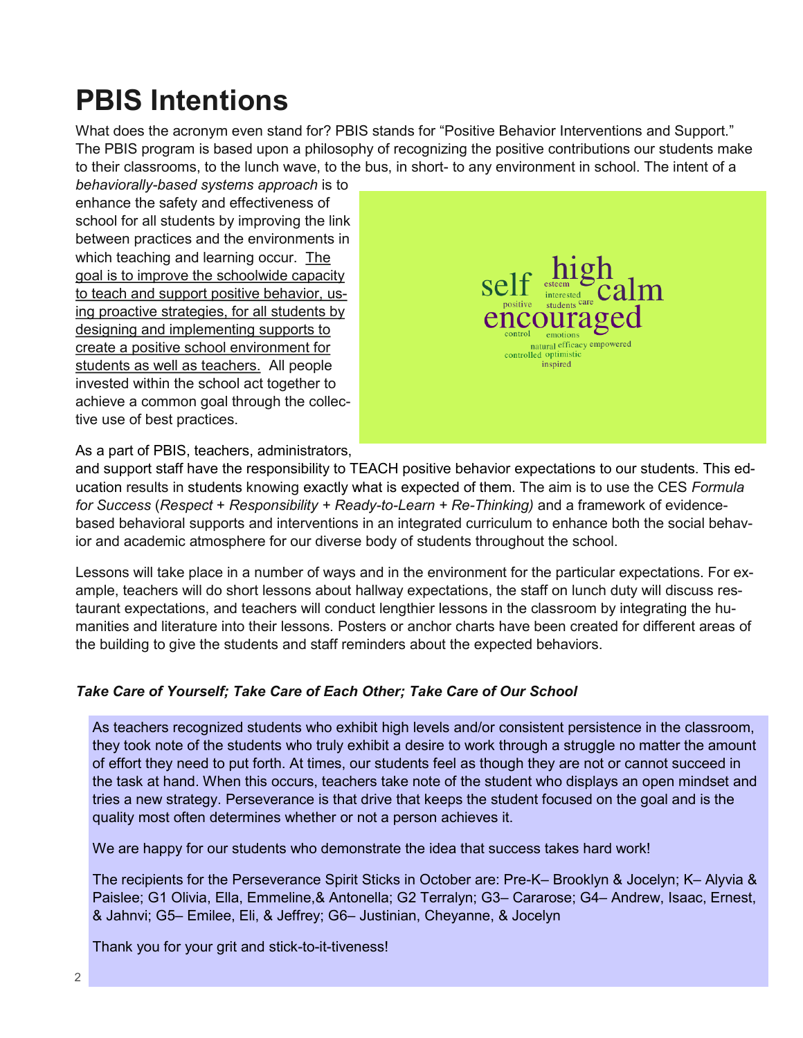# PBIS Intentions

What does the acronym even stand for? PBIS stands for "Positive Behavior Interventions and Support." The PBIS program is based upon a philosophy of recognizing the positive contributions our students make to their classrooms, to the lunch wave, to the bus, in short- to any environment in school. The intent of a *behaviorally-based systems approach* is to enhance the safety and effectiveness of school for all students by improving the link between practices and the environments in which teaching and learning occur. <u>The goal is to improve the schoolwide capacity to teach and support positive behavior, using proactive strategies, for all students by designing and implementing supports to create a positive school environment for students as well as teachers.</u> All people invested within the school act together to achieve a common goal through the collective use of best practices.

As a part of PBIS, teachers, administrators, and support staff have the responsibility to TEACH positive behavior expectations to our students. This education results in students knowing exactly what is expected of them. The aim is to use the CES *Formula for Success* (*Respect* + *Responsibility* + *Ready-to-Learn* + *Re-Thinking)* and a framework of evidence-based behavioral supports and interventions in an integrated curriculum to enhance both the social behavior and academic atmosphere for our diverse body of students throughout the school.

Lessons will take place in a number of ways and in the environment for the particular expectations. For example, teachers will do short lessons about hallway expectations, the staff on lunch duty will discuss restaurant expectations, and teachers will conduct lengthier lessons in the classroom by integrating the humanities and literature into their lessons. Posters or anchor charts have been created for different areas of the building to give the students and staff reminders about the expected behaviors.

***Take Care of Yourself; Take Care of Each Other; Take Care of Our School***

As teachers recognized students who exhibit high levels and/or consistent persistence in the classroom, they took note of the students who truly exhibit a desire to work through a struggle no matter the amount of effort they need to put forth. At times, our students feel as though they are not or cannot succeed in the task at hand. When this occurs, teachers take note of the student who displays an open mindset and tries a new strategy. Perseverance is that drive that keeps the student focused on the goal and is the quality most often determines whether or not a person achieves it.

We are happy for our students who demonstrate the idea that success takes hard work!

The recipients for the Perseverance Spirit Sticks in October are: Pre-K– Brooklyn & Jocelyn; K– Alyvia & Paislee; G1 Olivia, Ella, Emmeline,& Antonella; G2 Terralyn; G3– Cararose; G4– Andrew, Isaac, Ernest, & Jahnvi; G5– Emilee, Eli, & Jeffrey; G6– Justinian, Cheyanne, & Jocelyn

Thank you for your grit and stick-to-it-tiveness!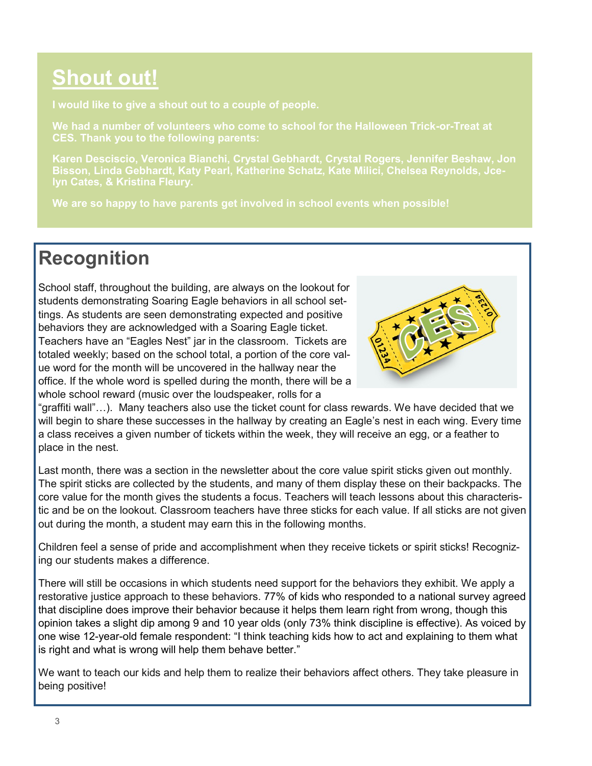## Shout out!

**I would like to give a shout out to a couple of people.**

**We had a number of volunteers who come to school for the Halloween Trick-or-Treat at CES. Thank you to the following parents:**

**Karen Desciscio, Veronica Bianchi, Crystal Gebhardt, Crystal Rogers, Jennifer Beshaw, Jon Bisson, Linda Gebhardt, Katy Pearl, Katherine Schatz, Kate Milici, Chelsea Reynolds, Jcelyn Cates, & Kristina Fleury.**

**We are so happy to have parents get involved in school events when possible!**

## Recognition

School staff, throughout the building, are always on the lookout for students demonstrating Soaring Eagle behaviors in all school settings. As students are seen demonstrating expected and positive behaviors they are acknowledged with a Soaring Eagle ticket. Teachers have an "Eagles Nest" jar in the classroom. Tickets are totaled weekly; based on the school total, a portion of the core value word for the month will be uncovered in the hallway near the office. If the whole word is spelled during the month, there will be a whole school reward (music over the loudspeaker, rolls for a "graffiti wall"…). Many teachers also use the ticket count for class rewards. We have decided that we will begin to share these successes in the hallway by creating an Eagle's nest in each wing. Every time a class receives a given number of tickets within the week, they will receive an egg, or a feather to place in the nest.

Last month, there was a section in the newsletter about the core value spirit sticks given out monthly. The spirit sticks are collected by the students, and many of them display these on their backpacks. The core value for the month gives the students a focus. Teachers will teach lessons about this characteristic and be on the lookout. Classroom teachers have three sticks for each value. If all sticks are not given out during the month, a student may earn this in the following months.

Children feel a sense of pride and accomplishment when they receive tickets or spirit sticks! Recognizing our students makes a difference.

There will still be occasions in which students need support for the behaviors they exhibit. We apply a restorative justice approach to these behaviors. 77% of kids who responded to a national survey agreed that discipline does improve their behavior because it helps them learn right from wrong, though this opinion takes a slight dip among 9 and 10 year olds (only 73% think discipline is effective). As voiced by one wise 12-year-old female respondent: "I think teaching kids how to act and explaining to them what is right and what is wrong will help them behave better."

We want to teach our kids and help them to realize their behaviors affect others. They take pleasure in being positive!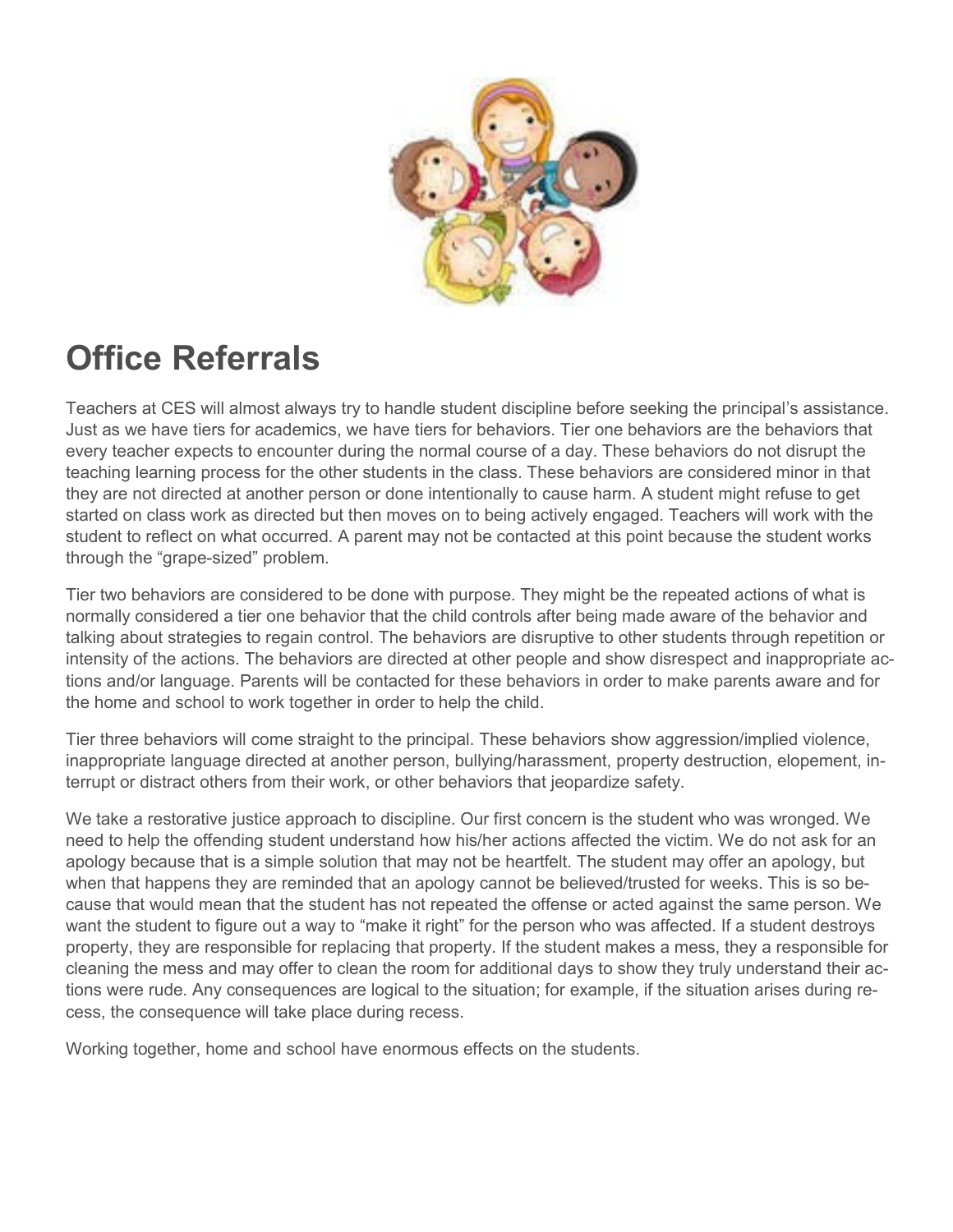# Office Referrals

Teachers at CES will almost always try to handle student discipline before seeking the principal's assistance. Just as we have tiers for academics, we have tiers for behaviors. Tier one behaviors are the behaviors that every teacher expects to encounter during the normal course of a day. These behaviors do not disrupt the teaching learning process for the other students in the class. These behaviors are considered minor in that they are not directed at another person or done intentionally to cause harm. A student might refuse to get started on class work as directed but then moves on to being actively engaged. Teachers will work with the student to reflect on what occurred. A parent may not be contacted at this point because the student works through the "grape-sized" problem.

Tier two behaviors are considered to be done with purpose. They might be the repeated actions of what is normally considered a tier one behavior that the child controls after being made aware of the behavior and talking about strategies to regain control. The behaviors are disruptive to other students through repetition or intensity of the actions. The behaviors are directed at other people and show disrespect and inappropriate actions and/or language. Parents will be contacted for these behaviors in order to make parents aware and for the home and school to work together in order to help the child.

Tier three behaviors will come straight to the principal. These behaviors show aggression/implied violence, inappropriate language directed at another person, bullying/harassment, property destruction, elopement, interrupt or distract others from their work, or other behaviors that jeopardize safety.

We take a restorative justice approach to discipline. Our first concern is the student who was wronged. We need to help the offending student understand how his/her actions affected the victim. We do not ask for an apology because that is a simple solution that may not be heartfelt. The student may offer an apology, but when that happens they are reminded that an apology cannot be believed/trusted for weeks. This is so because that would mean that the student has not repeated the offense or acted against the same person. We want the student to figure out a way to "make it right" for the person who was affected. If a student destroys property, they are responsible for replacing that property. If the student makes a mess, they a responsible for cleaning the mess and may offer to clean the room for additional days to show they truly understand their actions were rude. Any consequences are logical to the situation; for example, if the situation arises during recess, the consequence will take place during recess.

Working together, home and school have enormous effects on the students.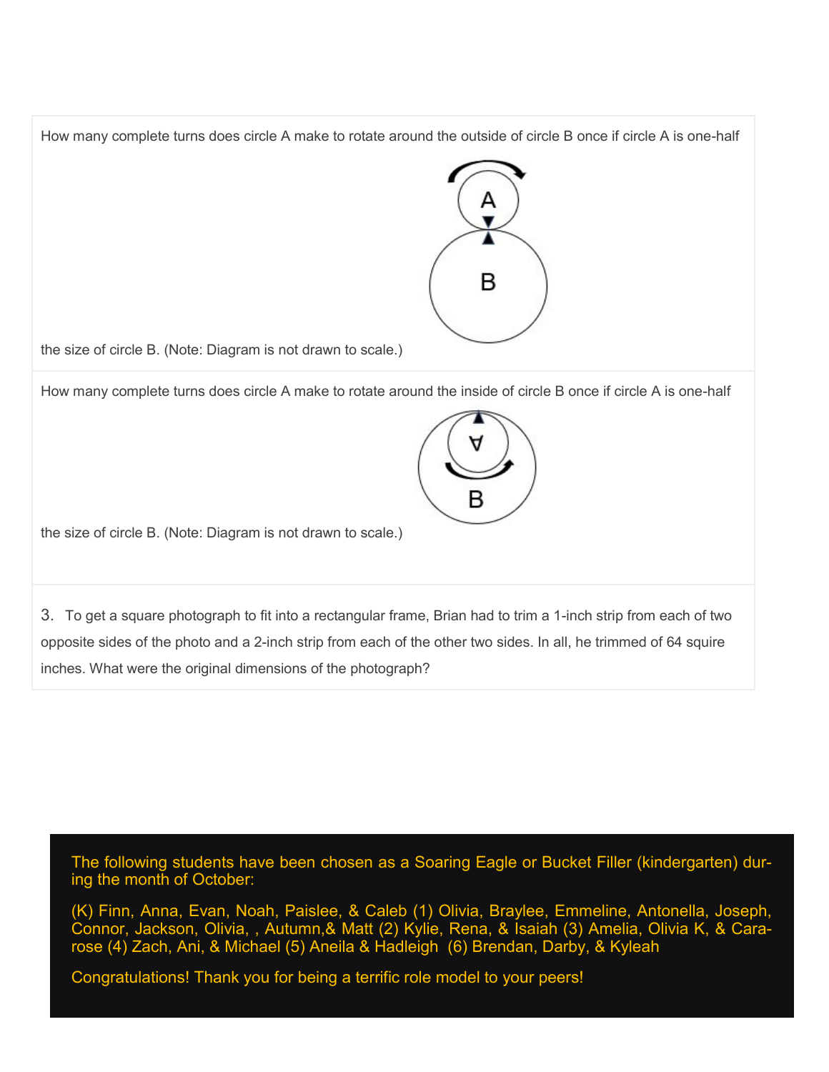How many complete turns does circle A make to rotate around the outside of circle B once if circle A is one-half the size of circle B. (Note: Diagram is not drawn to scale.)

How many complete turns does circle A make to rotate around the inside of circle B once if circle A is one-half the size of circle B. (Note: Diagram is not drawn to scale.)

3. To get a square photograph to fit into a rectangular frame, Brian had to trim a 1-inch strip from each of two opposite sides of the photo and a 2-inch strip from each of the other two sides. In all, he trimmed of 64 squire inches. What were the original dimensions of the photograph?

The following students have been chosen as a Soaring Eagle or Bucket Filler (kindergarten) during the month of October:

(K) Finn, Anna, Evan, Noah, Paislee, & Caleb (1) Olivia, Braylee, Emmeline, Antonella, Joseph, Connor, Jackson, Olivia, , Autumn,& Matt (2) Kylie, Rena, & Isaiah (3) Amelia, Olivia K, & Cararose (4) Zach, Ani, & Michael (5) Aneila & Hadleigh (6) Brendan, Darby, & Kyleah

Congratulations! Thank you for being a terrific role model to your peers!